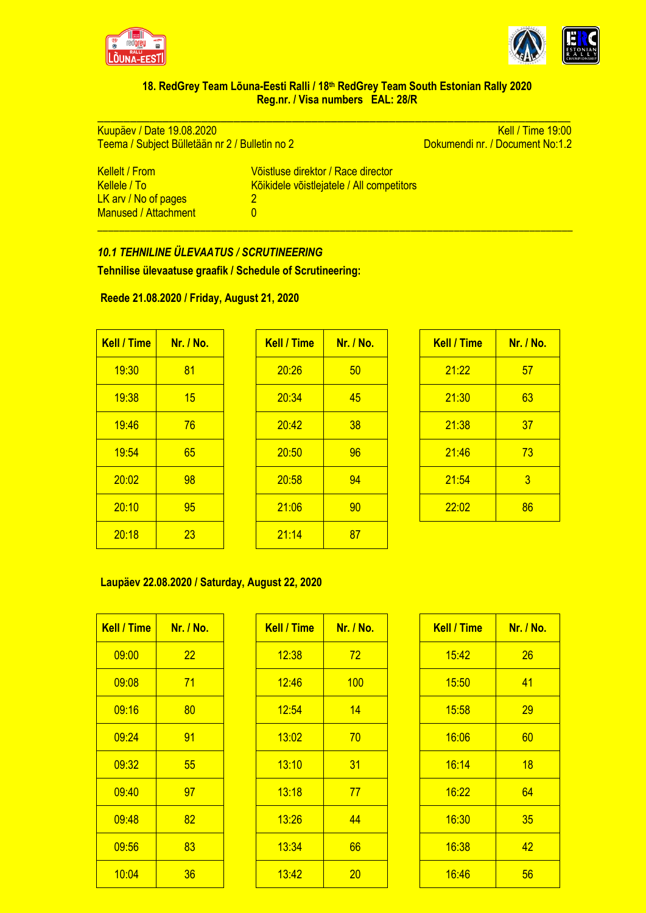**18. RedGrey Team Lõuna-Eesti Ralli / 18th RedGrey Team South Estonian Rally 2020**
**Reg.nr. / Visa numbers EAL: 28/R**

---

Kuupäev / Date 19.08.2020 — Kell / Time 19:00
Teema / Subject Bülletään nr 2 / Bulletin no 2 — Dokumendi nr. / Document No:1.2

| | |
|---|---|
| Kellelt / From | Võistluse direktor / Race director |
| Kellele / To | Kõikidele võistlejatele / All competitors |
| LK arv / No of pages | 2 |
| Manused / Attachment | 0 |

---

### *10.1 TEHNILINE ÜLEVAATUS / SCRUTINEERING*

**Tehnilise ülevaatuse graafik / Schedule of Scrutineering:**

**Reede 21.08.2020 / Friday, August 21, 2020**

| Kell / Time | Nr. / No. |
|---|---|
| 19:30 | 81 |
| 19:38 | 15 |
| 19:46 | 76 |
| 19:54 | 65 |
| 20:02 | 98 |
| 20:10 | 95 |
| 20:18 | 23 |

| Kell / Time | Nr. / No. |
|---|---|
| 20:26 | 50 |
| 20:34 | 45 |
| 20:42 | 38 |
| 20:50 | 96 |
| 20:58 | 94 |
| 21:06 | 90 |
| 21:14 | 87 |

| Kell / Time | Nr. / No. |
|---|---|
| 21:22 | 57 |
| 21:30 | 63 |
| 21:38 | 37 |
| 21:46 | 73 |
| 21:54 | 3 |
| 22:02 | 86 |

**Laupäev 22.08.2020 / Saturday, August 22, 2020**

| Kell / Time | Nr. / No. |
|---|---|
| 09:00 | 22 |
| 09:08 | 71 |
| 09:16 | 80 |
| 09:24 | 91 |
| 09:32 | 55 |
| 09:40 | 97 |
| 09:48 | 82 |
| 09:56 | 83 |
| 10:04 | 36 |

| Kell / Time | Nr. / No. |
|---|---|
| 12:38 | 72 |
| 12:46 | 100 |
| 12:54 | 14 |
| 13:02 | 70 |
| 13:10 | 31 |
| 13:18 | 77 |
| 13:26 | 44 |
| 13:34 | 66 |
| 13:42 | 20 |

| Kell / Time | Nr. / No. |
|---|---|
| 15:42 | 26 |
| 15:50 | 41 |
| 15:58 | 29 |
| 16:06 | 60 |
| 16:14 | 18 |
| 16:22 | 64 |
| 16:30 | 35 |
| 16:38 | 42 |
| 16:46 | 56 |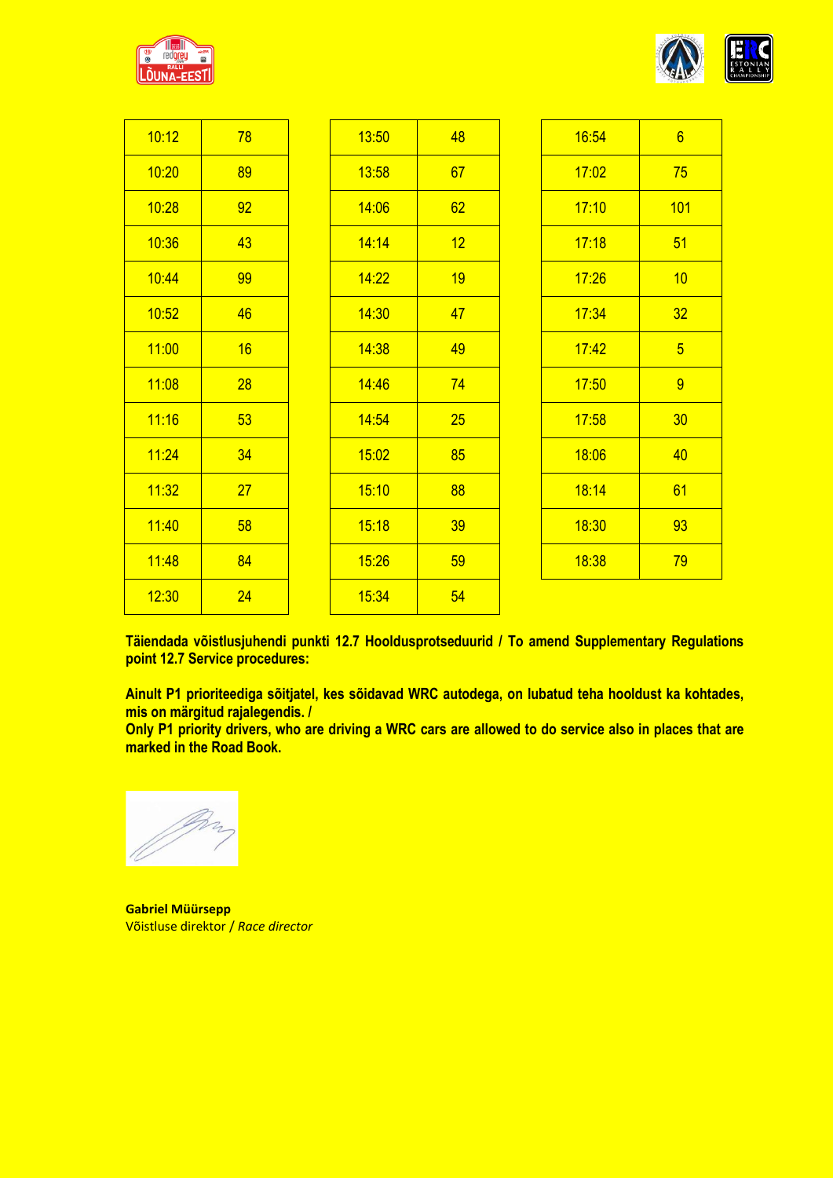| | |
|---|---|
| 10:12 | 78 |
| 10:20 | 89 |
| 10:28 | 92 |
| 10:36 | 43 |
| 10:44 | 99 |
| 10:52 | 46 |
| 11:00 | 16 |
| 11:08 | 28 |
| 11:16 | 53 |
| 11:24 | 34 |
| 11:32 | 27 |
| 11:40 | 58 |
| 11:48 | 84 |
| 12:30 | 24 |
| 13:50 | 48 |
| 13:58 | 67 |
| 14:06 | 62 |
| 14:14 | 12 |
| 14:22 | 19 |
| 14:30 | 47 |
| 14:38 | 49 |
| 14:46 | 74 |
| 14:54 | 25 |
| 15:02 | 85 |
| 15:10 | 88 |
| 15:18 | 39 |
| 15:26 | 59 |
| 15:34 | 54 |
| 16:54 | 6 |
| 17:02 | 75 |
| 17:10 | 101 |
| 17:18 | 51 |
| 17:26 | 10 |
| 17:34 | 32 |
| 17:42 | 5 |
| 17:50 | 9 |
| 17:58 | 30 |
| 18:06 | 40 |
| 18:14 | 61 |
| 18:30 | 93 |
| 18:38 | 79 |

**Täiendada võistlusjuhendi punkti 12.7 Hooldusprotseduurid / To amend Supplementary Regulations point 12.7 Service procedures:**

**Ainult P1 prioriteediga sõitjatel, kes sõidavad WRC autodega, on lubatud teha hooldust ka kohtades, mis on märgitud rajalegendis. /**
**Only P1 priority drivers, who are driving a WRC cars are allowed to do service also in places that are marked in the Road Book.**

**Gabriel Müürsepp**
Võistluse direktor / *Race director*